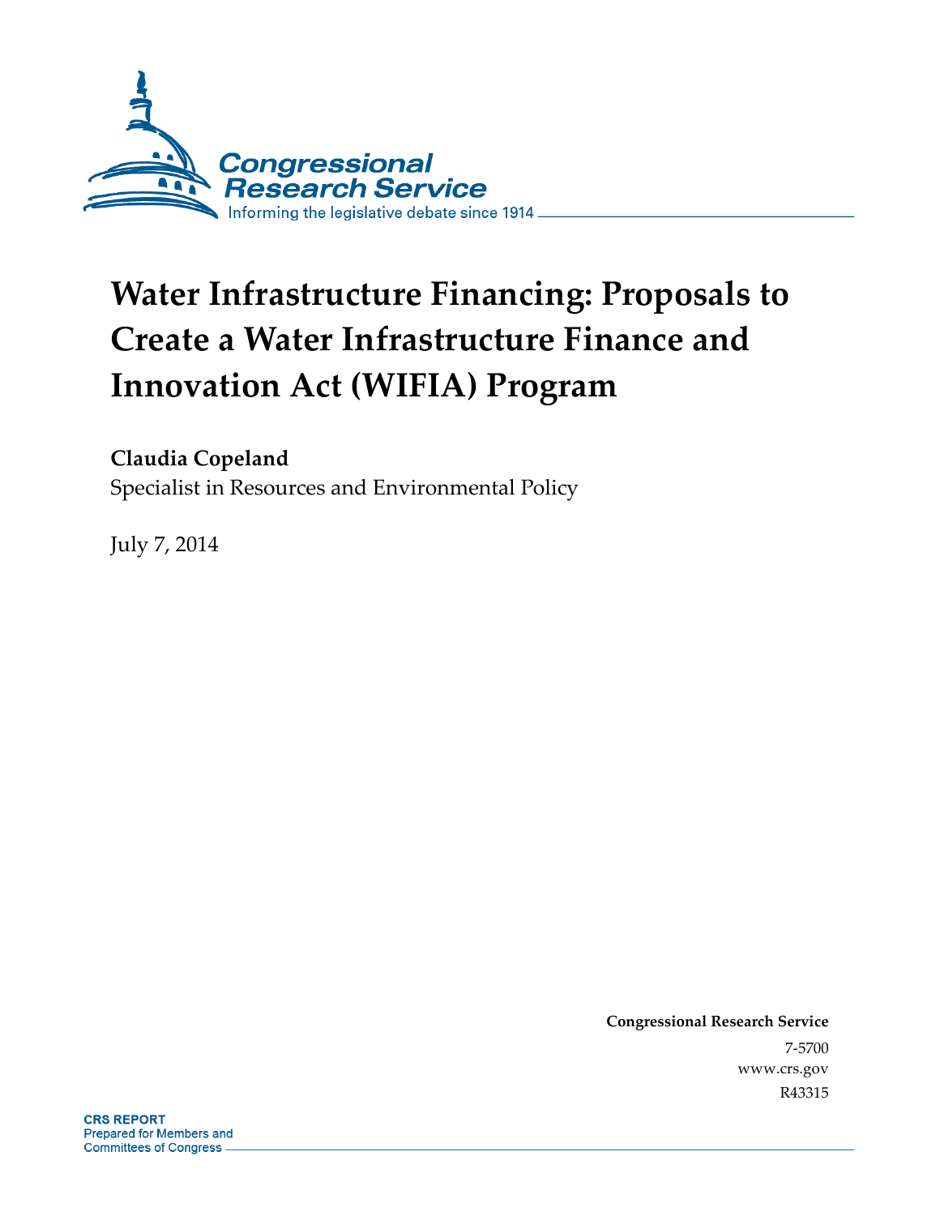Congressional Research Service

Informing the legislative debate since 1914

# Water Infrastructure Financing: Proposals to Create a Water Infrastructure Finance and Innovation Act (WIFIA) Program

**Claudia Copeland**

Specialist in Resources and Environmental Policy

July 7, 2014

**Congressional Research Service**

7-5700

www.crs.gov

R43315

**CRS REPORT**

Prepared for Members and Committees of Congress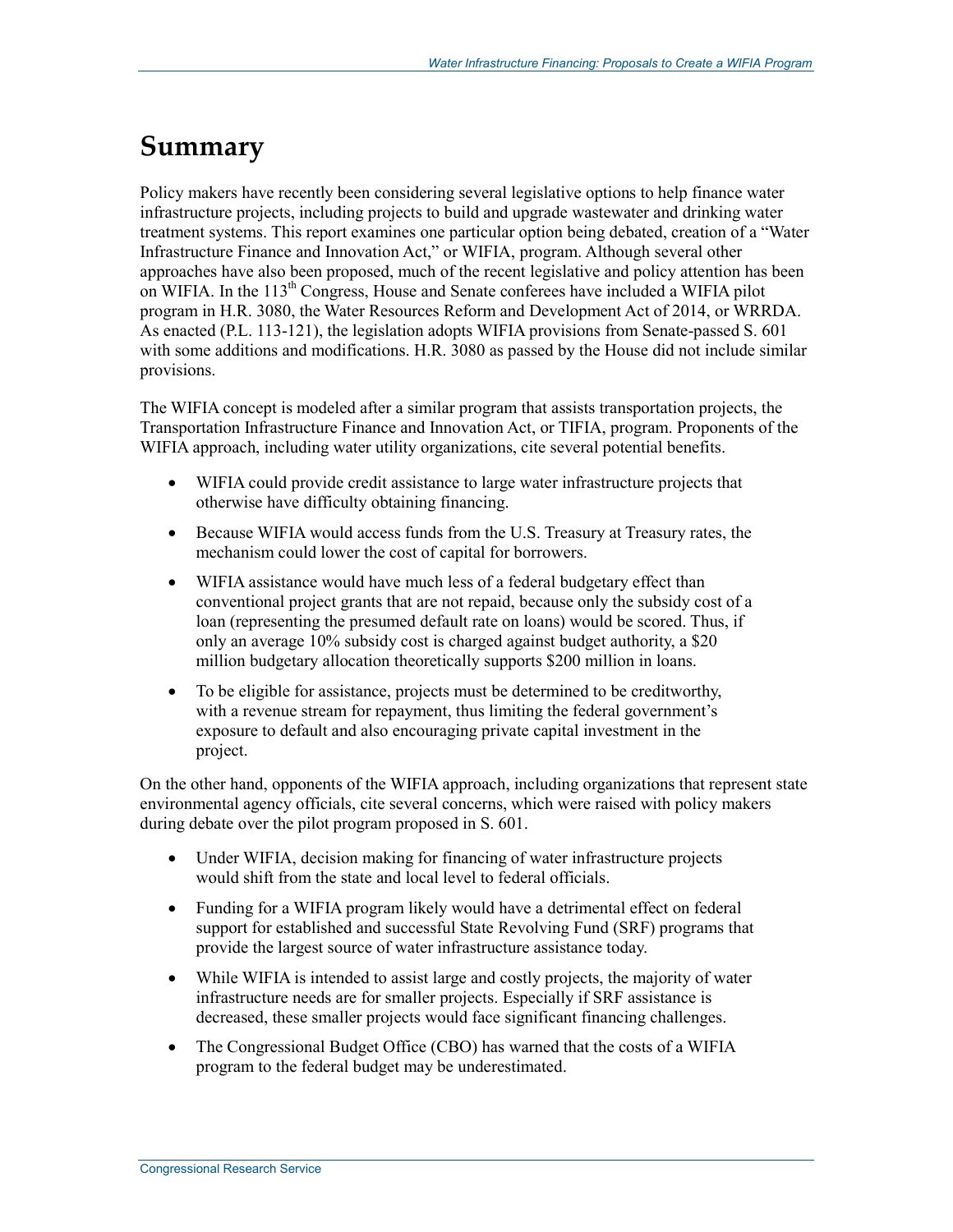# Summary

Policy makers have recently been considering several legislative options to help finance water infrastructure projects, including projects to build and upgrade wastewater and drinking water treatment systems. This report examines one particular option being debated, creation of a "Water Infrastructure Finance and Innovation Act," or WIFIA, program. Although several other approaches have also been proposed, much of the recent legislative and policy attention has been on WIFIA. In the 113th Congress, House and Senate conferees have included a WIFIA pilot program in H.R. 3080, the Water Resources Reform and Development Act of 2014, or WRRDA. As enacted (P.L. 113-121), the legislation adopts WIFIA provisions from Senate-passed S. 601 with some additions and modifications. H.R. 3080 as passed by the House did not include similar provisions.

The WIFIA concept is modeled after a similar program that assists transportation projects, the Transportation Infrastructure Finance and Innovation Act, or TIFIA, program. Proponents of the WIFIA approach, including water utility organizations, cite several potential benefits.

- WIFIA could provide credit assistance to large water infrastructure projects that otherwise have difficulty obtaining financing.
- Because WIFIA would access funds from the U.S. Treasury at Treasury rates, the mechanism could lower the cost of capital for borrowers.
- WIFIA assistance would have much less of a federal budgetary effect than conventional project grants that are not repaid, because only the subsidy cost of a loan (representing the presumed default rate on loans) would be scored. Thus, if only an average 10% subsidy cost is charged against budget authority, a $20 million budgetary allocation theoretically supports $200 million in loans.
- To be eligible for assistance, projects must be determined to be creditworthy, with a revenue stream for repayment, thus limiting the federal government's exposure to default and also encouraging private capital investment in the project.

On the other hand, opponents of the WIFIA approach, including organizations that represent state environmental agency officials, cite several concerns, which were raised with policy makers during debate over the pilot program proposed in S. 601.

- Under WIFIA, decision making for financing of water infrastructure projects would shift from the state and local level to federal officials.
- Funding for a WIFIA program likely would have a detrimental effect on federal support for established and successful State Revolving Fund (SRF) programs that provide the largest source of water infrastructure assistance today.
- While WIFIA is intended to assist large and costly projects, the majority of water infrastructure needs are for smaller projects. Especially if SRF assistance is decreased, these smaller projects would face significant financing challenges.
- The Congressional Budget Office (CBO) has warned that the costs of a WIFIA program to the federal budget may be underestimated.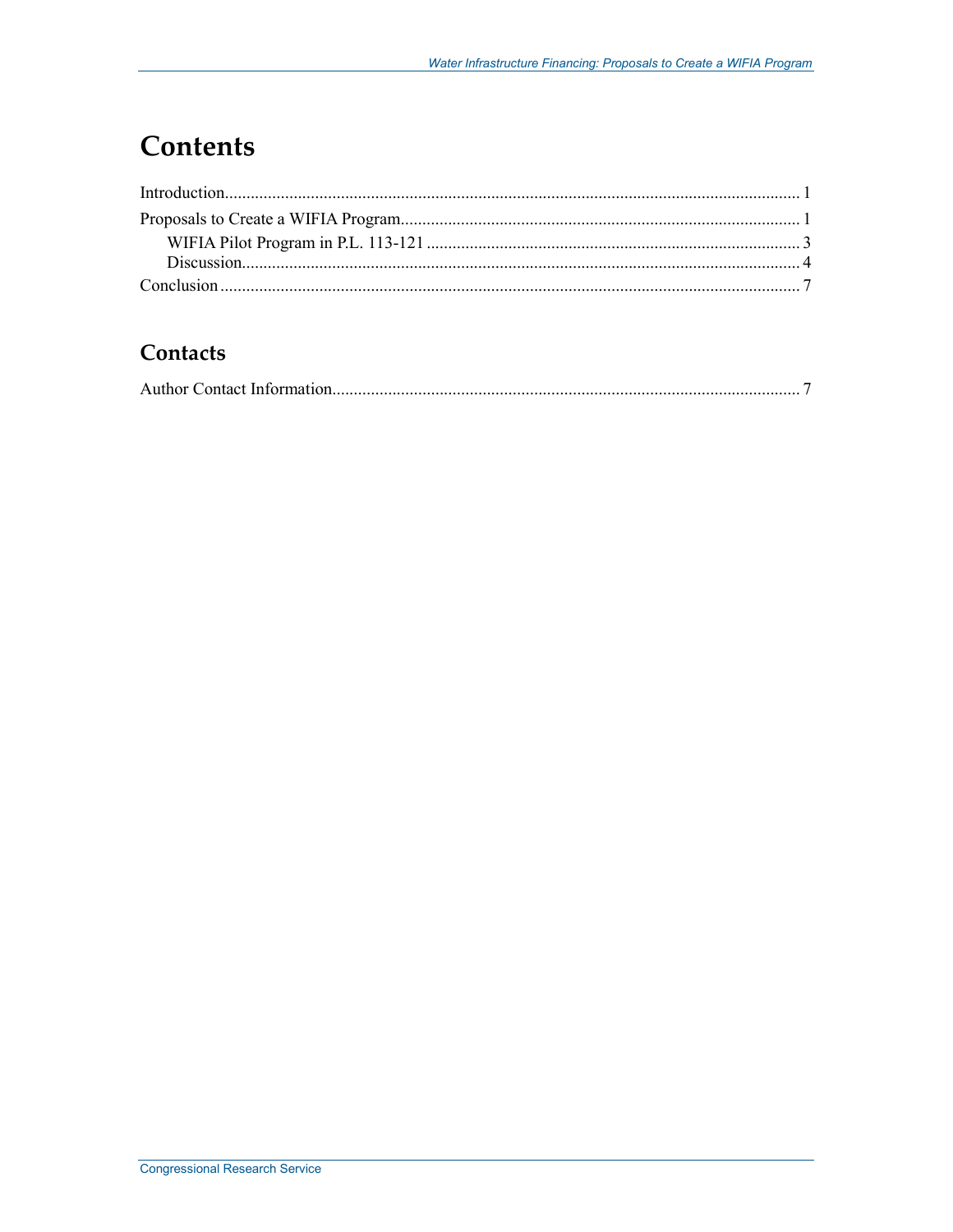# Contents

Introduction ... 1

Proposals to Create a WIFIA Program ... 1

WIFIA Pilot Program in P.L. 113-121 ... 3

Discussion ... 4

Conclusion ... 7

## Contacts

Author Contact Information ... 7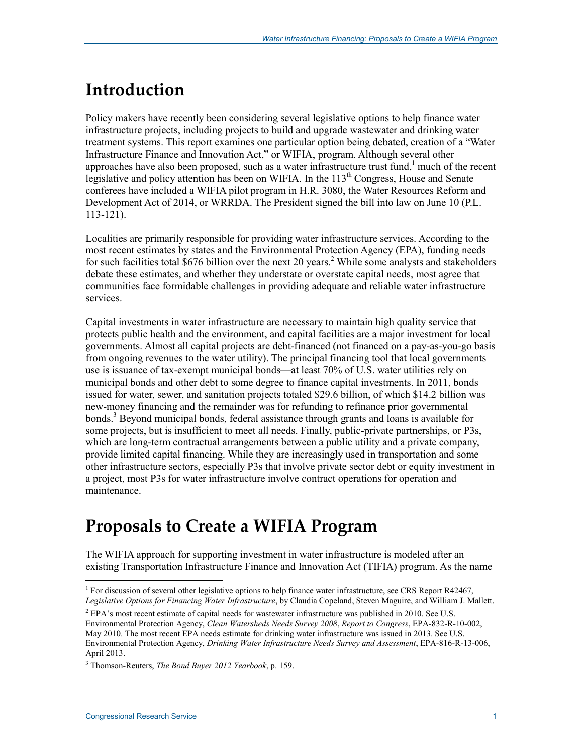# Introduction

Policy makers have recently been considering several legislative options to help finance water infrastructure projects, including projects to build and upgrade wastewater and drinking water treatment systems. This report examines one particular option being debated, creation of a "Water Infrastructure Finance and Innovation Act," or WIFIA, program. Although several other approaches have also been proposed, such as a water infrastructure trust fund,[1] much of the recent legislative and policy attention has been on WIFIA. In the 113th Congress, House and Senate conferees have included a WIFIA pilot program in H.R. 3080, the Water Resources Reform and Development Act of 2014, or WRRDA. The President signed the bill into law on June 10 (P.L. 113-121).

Localities are primarily responsible for providing water infrastructure services. According to the most recent estimates by states and the Environmental Protection Agency (EPA), funding needs for such facilities total $676 billion over the next 20 years.[2] While some analysts and stakeholders debate these estimates, and whether they understate or overstate capital needs, most agree that communities face formidable challenges in providing adequate and reliable water infrastructure services.

Capital investments in water infrastructure are necessary to maintain high quality service that protects public health and the environment, and capital facilities are a major investment for local governments. Almost all capital projects are debt-financed (not financed on a pay-as-you-go basis from ongoing revenues to the water utility). The principal financing tool that local governments use is issuance of tax-exempt municipal bonds—at least 70% of U.S. water utilities rely on municipal bonds and other debt to some degree to finance capital investments. In 2011, bonds issued for water, sewer, and sanitation projects totaled $29.6 billion, of which $14.2 billion was new-money financing and the remainder was for refunding to refinance prior governmental bonds.[3] Beyond municipal bonds, federal assistance through grants and loans is available for some projects, but is insufficient to meet all needs. Finally, public-private partnerships, or P3s, which are long-term contractual arrangements between a public utility and a private company, provide limited capital financing. While they are increasingly used in transportation and some other infrastructure sectors, especially P3s that involve private sector debt or equity investment in a project, most P3s for water infrastructure involve contract operations for operation and maintenance.

# Proposals to Create a WIFIA Program

The WIFIA approach for supporting investment in water infrastructure is modeled after an existing Transportation Infrastructure Finance and Innovation Act (TIFIA) program. As the name

---

[1] For discussion of several other legislative options to help finance water infrastructure, see CRS Report R42467, *Legislative Options for Financing Water Infrastructure*, by Claudia Copeland, Steven Maguire, and William J. Mallett.

[2] EPA's most recent estimate of capital needs for wastewater infrastructure was published in 2010. See U.S. Environmental Protection Agency, *Clean Watersheds Needs Survey 2008*, *Report to Congress*, EPA-832-R-10-002, May 2010. The most recent EPA needs estimate for drinking water infrastructure was issued in 2013. See U.S. Environmental Protection Agency, *Drinking Water Infrastructure Needs Survey and Assessment*, EPA-816-R-13-006, April 2013.

[3] Thomson-Reuters, *The Bond Buyer 2012 Yearbook*, p. 159.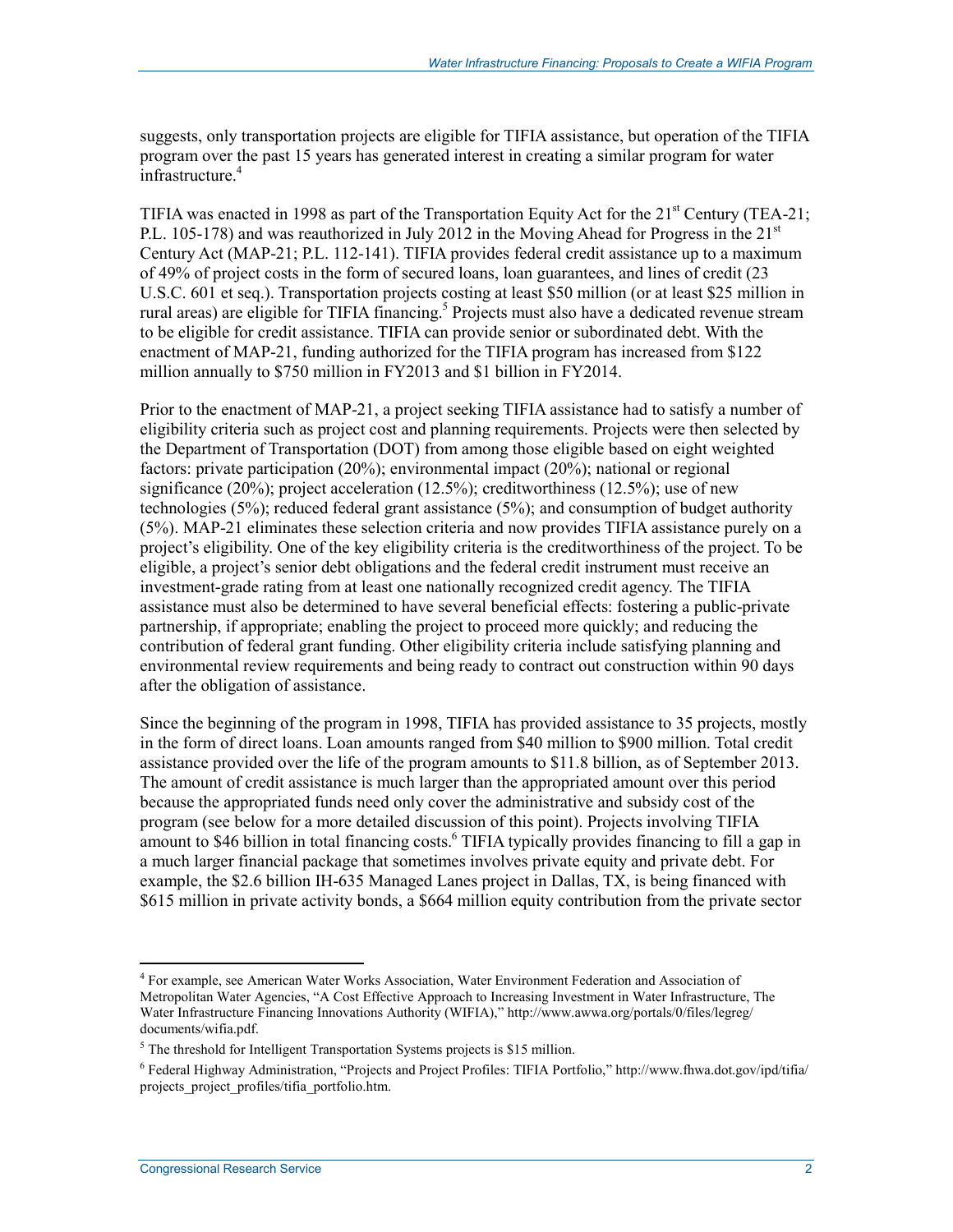suggests, only transportation projects are eligible for TIFIA assistance, but operation of the TIFIA program over the past 15 years has generated interest in creating a similar program for water infrastructure.[4]

TIFIA was enacted in 1998 as part of the Transportation Equity Act for the 21st Century (TEA-21; P.L. 105-178) and was reauthorized in July 2012 in the Moving Ahead for Progress in the 21st Century Act (MAP-21; P.L. 112-141). TIFIA provides federal credit assistance up to a maximum of 49% of project costs in the form of secured loans, loan guarantees, and lines of credit (23 U.S.C. 601 et seq.). Transportation projects costing at least $50 million (or at least $25 million in rural areas) are eligible for TIFIA financing.[5] Projects must also have a dedicated revenue stream to be eligible for credit assistance. TIFIA can provide senior or subordinated debt. With the enactment of MAP-21, funding authorized for the TIFIA program has increased from $122 million annually to $750 million in FY2013 and $1 billion in FY2014.

Prior to the enactment of MAP-21, a project seeking TIFIA assistance had to satisfy a number of eligibility criteria such as project cost and planning requirements. Projects were then selected by the Department of Transportation (DOT) from among those eligible based on eight weighted factors: private participation (20%); environmental impact (20%); national or regional significance (20%); project acceleration (12.5%); creditworthiness (12.5%); use of new technologies (5%); reduced federal grant assistance (5%); and consumption of budget authority (5%). MAP-21 eliminates these selection criteria and now provides TIFIA assistance purely on a project's eligibility. One of the key eligibility criteria is the creditworthiness of the project. To be eligible, a project's senior debt obligations and the federal credit instrument must receive an investment-grade rating from at least one nationally recognized credit agency. The TIFIA assistance must also be determined to have several beneficial effects: fostering a public-private partnership, if appropriate; enabling the project to proceed more quickly; and reducing the contribution of federal grant funding. Other eligibility criteria include satisfying planning and environmental review requirements and being ready to contract out construction within 90 days after the obligation of assistance.

Since the beginning of the program in 1998, TIFIA has provided assistance to 35 projects, mostly in the form of direct loans. Loan amounts ranged from $40 million to $900 million. Total credit assistance provided over the life of the program amounts to $11.8 billion, as of September 2013. The amount of credit assistance is much larger than the appropriated amount over this period because the appropriated funds need only cover the administrative and subsidy cost of the program (see below for a more detailed discussion of this point). Projects involving TIFIA amount to $46 billion in total financing costs.[6] TIFIA typically provides financing to fill a gap in a much larger financial package that sometimes involves private equity and private debt. For example, the $2.6 billion IH-635 Managed Lanes project in Dallas, TX, is being financed with $615 million in private activity bonds, a $664 million equity contribution from the private sector

---

[4] For example, see American Water Works Association, Water Environment Federation and Association of Metropolitan Water Agencies, "A Cost Effective Approach to Increasing Investment in Water Infrastructure, The Water Infrastructure Financing Innovations Authority (WIFIA)," http://www.awwa.org/portals/0/files/legreg/documents/wifia.pdf.

[5] The threshold for Intelligent Transportation Systems projects is $15 million.

[6] Federal Highway Administration, "Projects and Project Profiles: TIFIA Portfolio," http://www.fhwa.dot.gov/ipd/tifia/projects_project_profiles/tifia_portfolio.htm.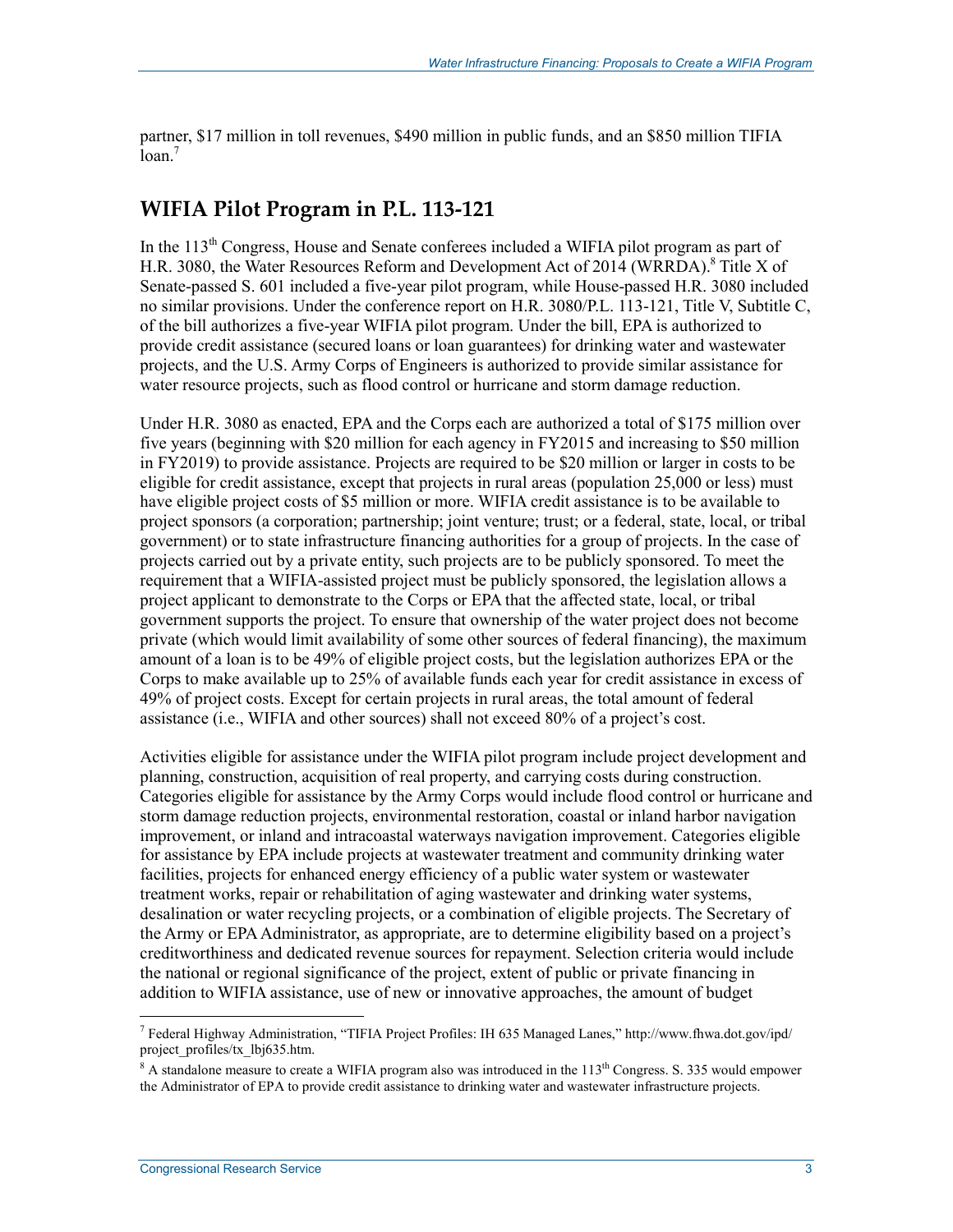partner, $17 million in toll revenues, $490 million in public funds, and an $850 million TIFIA loan.[7]

## WIFIA Pilot Program in P.L. 113-121

In the 113th Congress, House and Senate conferees included a WIFIA pilot program as part of H.R. 3080, the Water Resources Reform and Development Act of 2014 (WRRDA).[8] Title X of Senate-passed S. 601 included a five-year pilot program, while House-passed H.R. 3080 included no similar provisions. Under the conference report on H.R. 3080/P.L. 113-121, Title V, Subtitle C, of the bill authorizes a five-year WIFIA pilot program. Under the bill, EPA is authorized to provide credit assistance (secured loans or loan guarantees) for drinking water and wastewater projects, and the U.S. Army Corps of Engineers is authorized to provide similar assistance for water resource projects, such as flood control or hurricane and storm damage reduction.

Under H.R. 3080 as enacted, EPA and the Corps each are authorized a total of $175 million over five years (beginning with $20 million for each agency in FY2015 and increasing to $50 million in FY2019) to provide assistance. Projects are required to be $20 million or larger in costs to be eligible for credit assistance, except that projects in rural areas (population 25,000 or less) must have eligible project costs of $5 million or more. WIFIA credit assistance is to be available to project sponsors (a corporation; partnership; joint venture; trust; or a federal, state, local, or tribal government) or to state infrastructure financing authorities for a group of projects. In the case of projects carried out by a private entity, such projects are to be publicly sponsored. To meet the requirement that a WIFIA-assisted project must be publicly sponsored, the legislation allows a project applicant to demonstrate to the Corps or EPA that the affected state, local, or tribal government supports the project. To ensure that ownership of the water project does not become private (which would limit availability of some other sources of federal financing), the maximum amount of a loan is to be 49% of eligible project costs, but the legislation authorizes EPA or the Corps to make available up to 25% of available funds each year for credit assistance in excess of 49% of project costs. Except for certain projects in rural areas, the total amount of federal assistance (i.e., WIFIA and other sources) shall not exceed 80% of a project's cost.

Activities eligible for assistance under the WIFIA pilot program include project development and planning, construction, acquisition of real property, and carrying costs during construction. Categories eligible for assistance by the Army Corps would include flood control or hurricane and storm damage reduction projects, environmental restoration, coastal or inland harbor navigation improvement, or inland and intracoastal waterways navigation improvement. Categories eligible for assistance by EPA include projects at wastewater treatment and community drinking water facilities, projects for enhanced energy efficiency of a public water system or wastewater treatment works, repair or rehabilitation of aging wastewater and drinking water systems, desalination or water recycling projects, or a combination of eligible projects. The Secretary of the Army or EPA Administrator, as appropriate, are to determine eligibility based on a project's creditworthiness and dedicated revenue sources for repayment. Selection criteria would include the national or regional significance of the project, extent of public or private financing in addition to WIFIA assistance, use of new or innovative approaches, the amount of budget

---

[7] Federal Highway Administration, "TIFIA Project Profiles: IH 635 Managed Lanes," http://www.fhwa.dot.gov/ipd/project_profiles/tx_lbj635.htm.

[8] A standalone measure to create a WIFIA program also was introduced in the 113th Congress. S. 335 would empower the Administrator of EPA to provide credit assistance to drinking water and wastewater infrastructure projects.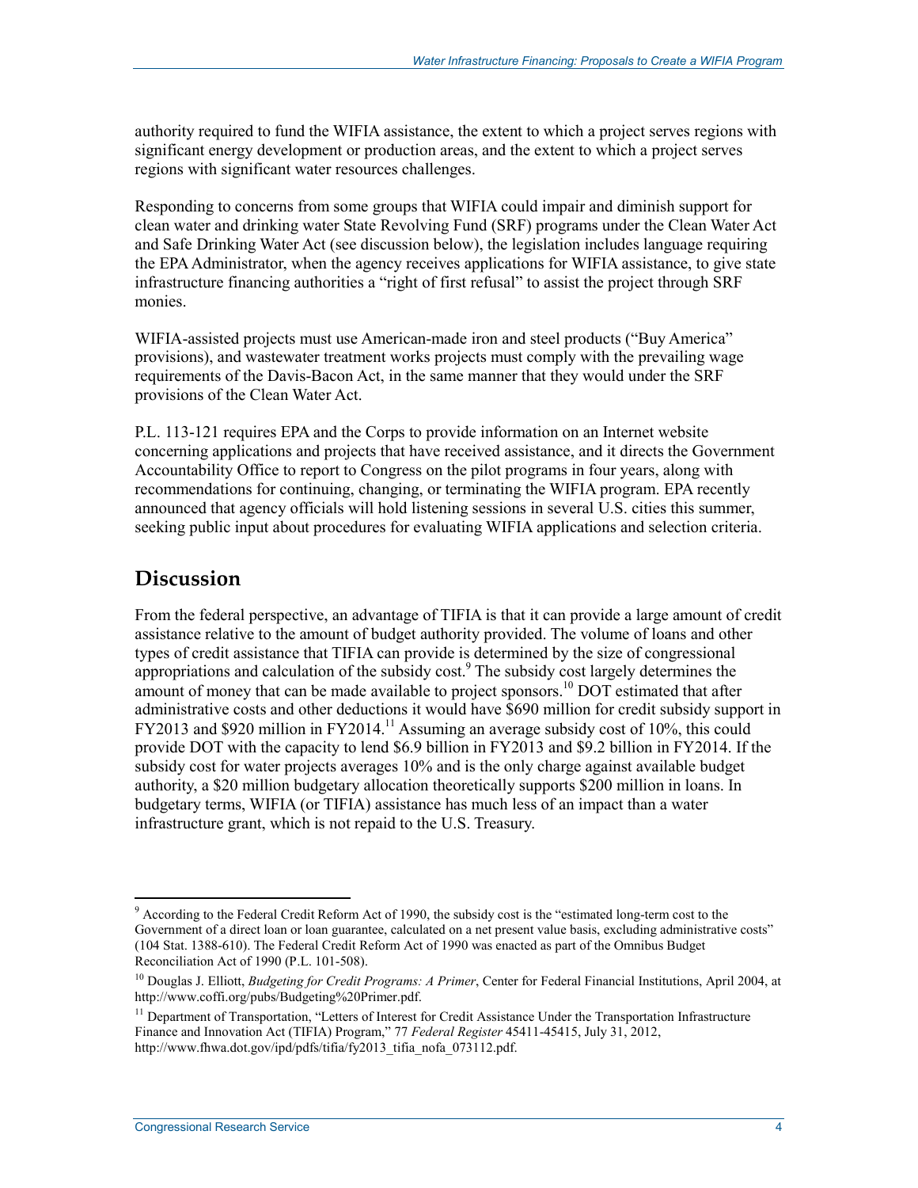authority required to fund the WIFIA assistance, the extent to which a project serves regions with significant energy development or production areas, and the extent to which a project serves regions with significant water resources challenges.

Responding to concerns from some groups that WIFIA could impair and diminish support for clean water and drinking water State Revolving Fund (SRF) programs under the Clean Water Act and Safe Drinking Water Act (see discussion below), the legislation includes language requiring the EPA Administrator, when the agency receives applications for WIFIA assistance, to give state infrastructure financing authorities a "right of first refusal" to assist the project through SRF monies.

WIFIA-assisted projects must use American-made iron and steel products ("Buy America" provisions), and wastewater treatment works projects must comply with the prevailing wage requirements of the Davis-Bacon Act, in the same manner that they would under the SRF provisions of the Clean Water Act.

P.L. 113-121 requires EPA and the Corps to provide information on an Internet website concerning applications and projects that have received assistance, and it directs the Government Accountability Office to report to Congress on the pilot programs in four years, along with recommendations for continuing, changing, or terminating the WIFIA program. EPA recently announced that agency officials will hold listening sessions in several U.S. cities this summer, seeking public input about procedures for evaluating WIFIA applications and selection criteria.

## Discussion

From the federal perspective, an advantage of TIFIA is that it can provide a large amount of credit assistance relative to the amount of budget authority provided. The volume of loans and other types of credit assistance that TIFIA can provide is determined by the size of congressional appropriations and calculation of the subsidy cost.[9] The subsidy cost largely determines the amount of money that can be made available to project sponsors.[10] DOT estimated that after administrative costs and other deductions it would have $690 million for credit subsidy support in FY2013 and $920 million in FY2014.[11] Assuming an average subsidy cost of 10%, this could provide DOT with the capacity to lend $6.9 billion in FY2013 and $9.2 billion in FY2014. If the subsidy cost for water projects averages 10% and is the only charge against available budget authority, a $20 million budgetary allocation theoretically supports $200 million in loans. In budgetary terms, WIFIA (or TIFIA) assistance has much less of an impact than a water infrastructure grant, which is not repaid to the U.S. Treasury.

---

[9] According to the Federal Credit Reform Act of 1990, the subsidy cost is the "estimated long-term cost to the Government of a direct loan or loan guarantee, calculated on a net present value basis, excluding administrative costs" (104 Stat. 1388-610). The Federal Credit Reform Act of 1990 was enacted as part of the Omnibus Budget Reconciliation Act of 1990 (P.L. 101-508).

[10] Douglas J. Elliott, *Budgeting for Credit Programs: A Primer*, Center for Federal Financial Institutions, April 2004, at http://www.coffi.org/pubs/Budgeting%20Primer.pdf.

[11] Department of Transportation, "Letters of Interest for Credit Assistance Under the Transportation Infrastructure Finance and Innovation Act (TIFIA) Program," 77 *Federal Register* 45411-45415, July 31, 2012, http://www.fhwa.dot.gov/ipd/pdfs/tifia/fy2013_tifia_nofa_073112.pdf.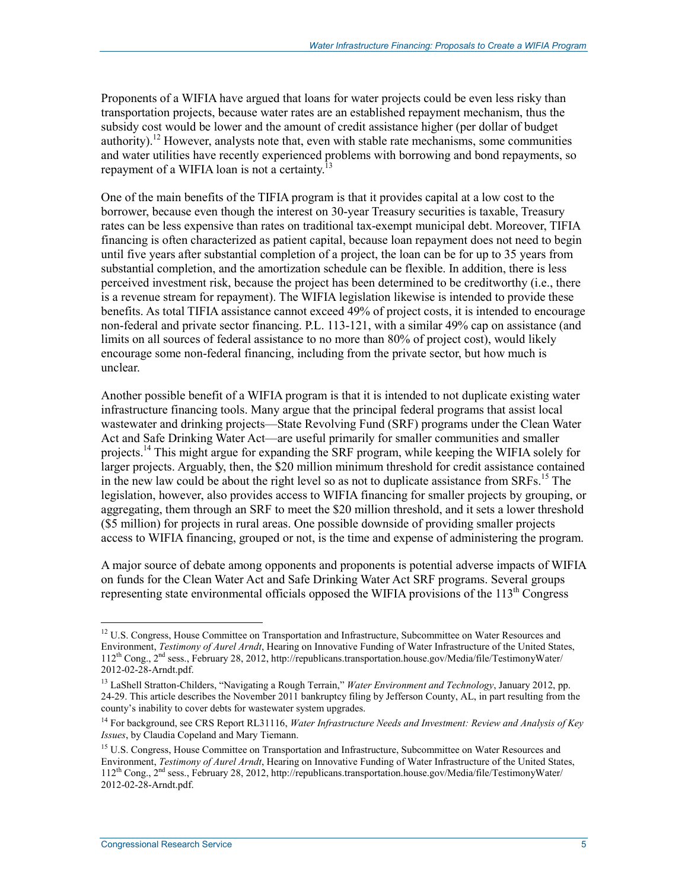Proponents of a WIFIA have argued that loans for water projects could be even less risky than transportation projects, because water rates are an established repayment mechanism, thus the subsidy cost would be lower and the amount of credit assistance higher (per dollar of budget authority).[12] However, analysts note that, even with stable rate mechanisms, some communities and water utilities have recently experienced problems with borrowing and bond repayments, so repayment of a WIFIA loan is not a certainty.[13]

One of the main benefits of the TIFIA program is that it provides capital at a low cost to the borrower, because even though the interest on 30-year Treasury securities is taxable, Treasury rates can be less expensive than rates on traditional tax-exempt municipal debt. Moreover, TIFIA financing is often characterized as patient capital, because loan repayment does not need to begin until five years after substantial completion of a project, the loan can be for up to 35 years from substantial completion, and the amortization schedule can be flexible. In addition, there is less perceived investment risk, because the project has been determined to be creditworthy (i.e., there is a revenue stream for repayment). The WIFIA legislation likewise is intended to provide these benefits. As total TIFIA assistance cannot exceed 49% of project costs, it is intended to encourage non-federal and private sector financing. P.L. 113-121, with a similar 49% cap on assistance (and limits on all sources of federal assistance to no more than 80% of project cost), would likely encourage some non-federal financing, including from the private sector, but how much is unclear.

Another possible benefit of a WIFIA program is that it is intended to not duplicate existing water infrastructure financing tools. Many argue that the principal federal programs that assist local wastewater and drinking projects—State Revolving Fund (SRF) programs under the Clean Water Act and Safe Drinking Water Act—are useful primarily for smaller communities and smaller projects.[14] This might argue for expanding the SRF program, while keeping the WIFIA solely for larger projects. Arguably, then, the $20 million minimum threshold for credit assistance contained in the new law could be about the right level so as not to duplicate assistance from SRFs.[15] The legislation, however, also provides access to WIFIA financing for smaller projects by grouping, or aggregating, them through an SRF to meet the $20 million threshold, and it sets a lower threshold ($5 million) for projects in rural areas. One possible downside of providing smaller projects access to WIFIA financing, grouped or not, is the time and expense of administering the program.

A major source of debate among opponents and proponents is potential adverse impacts of WIFIA on funds for the Clean Water Act and Safe Drinking Water Act SRF programs. Several groups representing state environmental officials opposed the WIFIA provisions of the 113th Congress

---

[12] U.S. Congress, House Committee on Transportation and Infrastructure, Subcommittee on Water Resources and Environment, *Testimony of Aurel Arndt*, Hearing on Innovative Funding of Water Infrastructure of the United States, 112th Cong., 2nd sess., February 28, 2012, http://republicans.transportation.house.gov/Media/file/TestimonyWater/2012-02-28-Arndt.pdf.

[13] LaShell Stratton-Childers, "Navigating a Rough Terrain," *Water Environment and Technology*, January 2012, pp. 24-29. This article describes the November 2011 bankruptcy filing by Jefferson County, AL, in part resulting from the county's inability to cover debts for wastewater system upgrades.

[14] For background, see CRS Report RL31116, *Water Infrastructure Needs and Investment: Review and Analysis of Key Issues*, by Claudia Copeland and Mary Tiemann.

[15] U.S. Congress, House Committee on Transportation and Infrastructure, Subcommittee on Water Resources and Environment, *Testimony of Aurel Arndt*, Hearing on Innovative Funding of Water Infrastructure of the United States, 112th Cong., 2nd sess., February 28, 2012, http://republicans.transportation.house.gov/Media/file/TestimonyWater/2012-02-28-Arndt.pdf.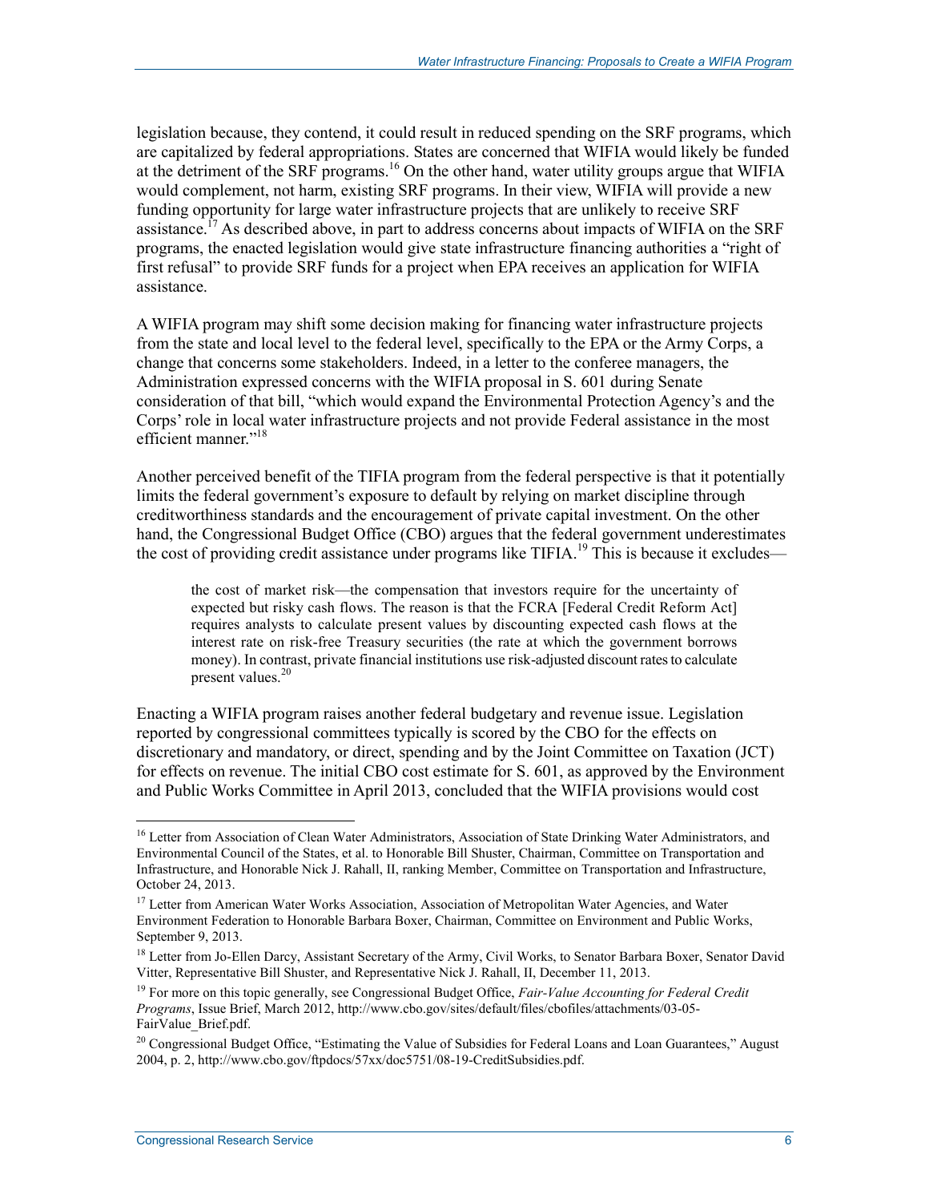legislation because, they contend, it could result in reduced spending on the SRF programs, which are capitalized by federal appropriations. States are concerned that WIFIA would likely be funded at the detriment of the SRF programs.[16] On the other hand, water utility groups argue that WIFIA would complement, not harm, existing SRF programs. In their view, WIFIA will provide a new funding opportunity for large water infrastructure projects that are unlikely to receive SRF assistance.[17] As described above, in part to address concerns about impacts of WIFIA on the SRF programs, the enacted legislation would give state infrastructure financing authorities a "right of first refusal" to provide SRF funds for a project when EPA receives an application for WIFIA assistance.

A WIFIA program may shift some decision making for financing water infrastructure projects from the state and local level to the federal level, specifically to the EPA or the Army Corps, a change that concerns some stakeholders. Indeed, in a letter to the conferee managers, the Administration expressed concerns with the WIFIA proposal in S. 601 during Senate consideration of that bill, "which would expand the Environmental Protection Agency's and the Corps' role in local water infrastructure projects and not provide Federal assistance in the most efficient manner."[18]

Another perceived benefit of the TIFIA program from the federal perspective is that it potentially limits the federal government's exposure to default by relying on market discipline through creditworthiness standards and the encouragement of private capital investment. On the other hand, the Congressional Budget Office (CBO) argues that the federal government underestimates the cost of providing credit assistance under programs like TIFIA.[19] This is because it excludes—

> the cost of market risk—the compensation that investors require for the uncertainty of expected but risky cash flows. The reason is that the FCRA [Federal Credit Reform Act] requires analysts to calculate present values by discounting expected cash flows at the interest rate on risk-free Treasury securities (the rate at which the government borrows money). In contrast, private financial institutions use risk-adjusted discount rates to calculate present values.[20]

Enacting a WIFIA program raises another federal budgetary and revenue issue. Legislation reported by congressional committees typically is scored by the CBO for the effects on discretionary and mandatory, or direct, spending and by the Joint Committee on Taxation (JCT) for effects on revenue. The initial CBO cost estimate for S. 601, as approved by the Environment and Public Works Committee in April 2013, concluded that the WIFIA provisions would cost

---

[16] Letter from Association of Clean Water Administrators, Association of State Drinking Water Administrators, and Environmental Council of the States, et al. to Honorable Bill Shuster, Chairman, Committee on Transportation and Infrastructure, and Honorable Nick J. Rahall, II, ranking Member, Committee on Transportation and Infrastructure, October 24, 2013.

[17] Letter from American Water Works Association, Association of Metropolitan Water Agencies, and Water Environment Federation to Honorable Barbara Boxer, Chairman, Committee on Environment and Public Works, September 9, 2013.

[18] Letter from Jo-Ellen Darcy, Assistant Secretary of the Army, Civil Works, to Senator Barbara Boxer, Senator David Vitter, Representative Bill Shuster, and Representative Nick J. Rahall, II, December 11, 2013.

[19] For more on this topic generally, see Congressional Budget Office, *Fair-Value Accounting for Federal Credit Programs*, Issue Brief, March 2012, http://www.cbo.gov/sites/default/files/cbofiles/attachments/03-05-FairValue_Brief.pdf.

[20] Congressional Budget Office, "Estimating the Value of Subsidies for Federal Loans and Loan Guarantees," August 2004, p. 2, http://www.cbo.gov/ftpdocs/57xx/doc5751/08-19-CreditSubsidies.pdf.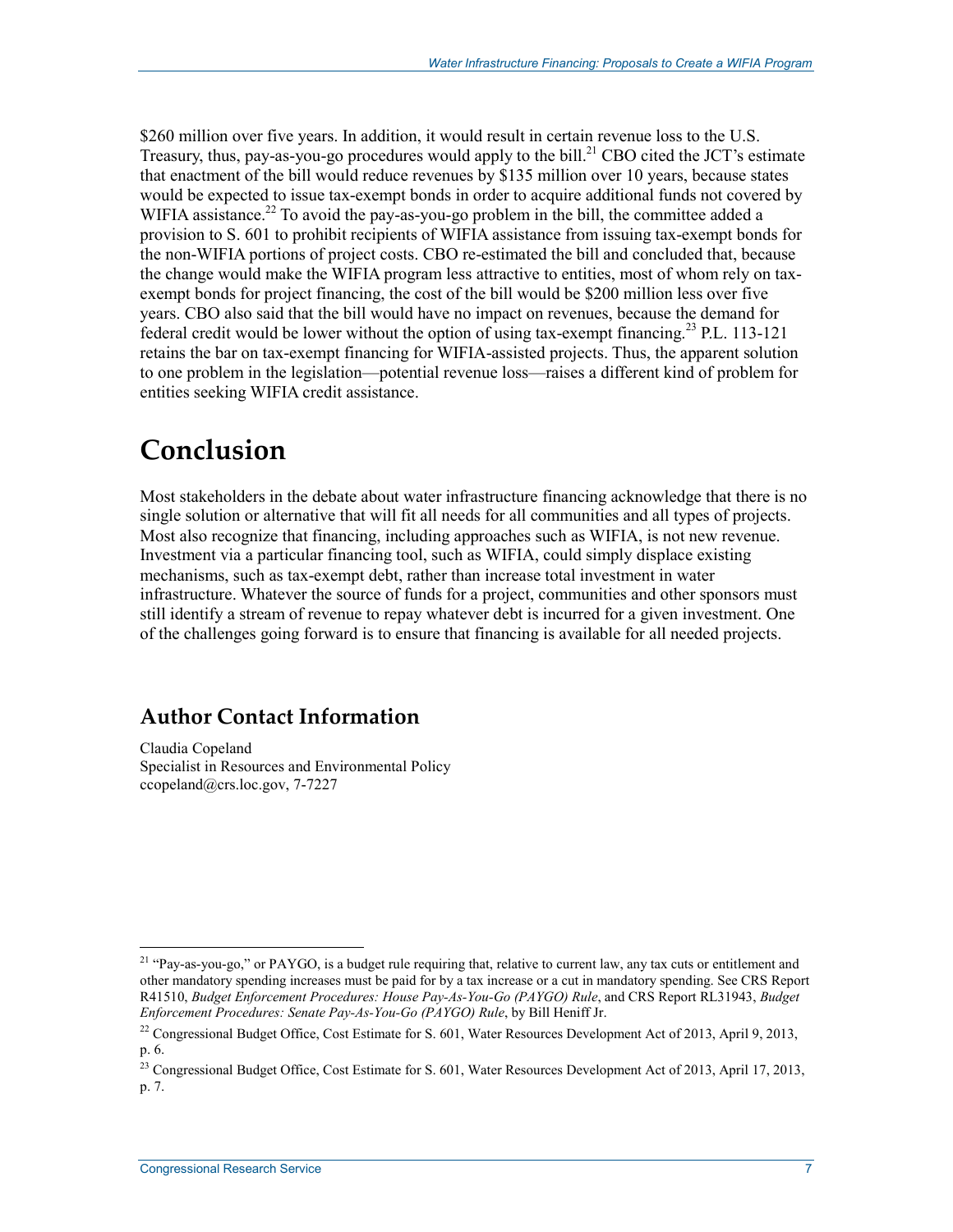$260 million over five years. In addition, it would result in certain revenue loss to the U.S. Treasury, thus, pay-as-you-go procedures would apply to the bill.[21] CBO cited the JCT's estimate that enactment of the bill would reduce revenues by $135 million over 10 years, because states would be expected to issue tax-exempt bonds in order to acquire additional funds not covered by WIFIA assistance.[22] To avoid the pay-as-you-go problem in the bill, the committee added a provision to S. 601 to prohibit recipients of WIFIA assistance from issuing tax-exempt bonds for the non-WIFIA portions of project costs. CBO re-estimated the bill and concluded that, because the change would make the WIFIA program less attractive to entities, most of whom rely on tax-exempt bonds for project financing, the cost of the bill would be $200 million less over five years. CBO also said that the bill would have no impact on revenues, because the demand for federal credit would be lower without the option of using tax-exempt financing.[23] P.L. 113-121 retains the bar on tax-exempt financing for WIFIA-assisted projects. Thus, the apparent solution to one problem in the legislation—potential revenue loss—raises a different kind of problem for entities seeking WIFIA credit assistance.

# Conclusion

Most stakeholders in the debate about water infrastructure financing acknowledge that there is no single solution or alternative that will fit all needs for all communities and all types of projects. Most also recognize that financing, including approaches such as WIFIA, is not new revenue. Investment via a particular financing tool, such as WIFIA, could simply displace existing mechanisms, such as tax-exempt debt, rather than increase total investment in water infrastructure. Whatever the source of funds for a project, communities and other sponsors must still identify a stream of revenue to repay whatever debt is incurred for a given investment. One of the challenges going forward is to ensure that financing is available for all needed projects.

## Author Contact Information

Claudia Copeland
Specialist in Resources and Environmental Policy
ccopeland@crs.loc.gov, 7-7227

---

[21] "Pay-as-you-go," or PAYGO, is a budget rule requiring that, relative to current law, any tax cuts or entitlement and other mandatory spending increases must be paid for by a tax increase or a cut in mandatory spending. See CRS Report R41510, *Budget Enforcement Procedures: House Pay-As-You-Go (PAYGO) Rule*, and CRS Report RL31943, *Budget Enforcement Procedures: Senate Pay-As-You-Go (PAYGO) Rule*, by Bill Heniff Jr.

[22] Congressional Budget Office, Cost Estimate for S. 601, Water Resources Development Act of 2013, April 9, 2013, p. 6.

[23] Congressional Budget Office, Cost Estimate for S. 601, Water Resources Development Act of 2013, April 17, 2013, p. 7.